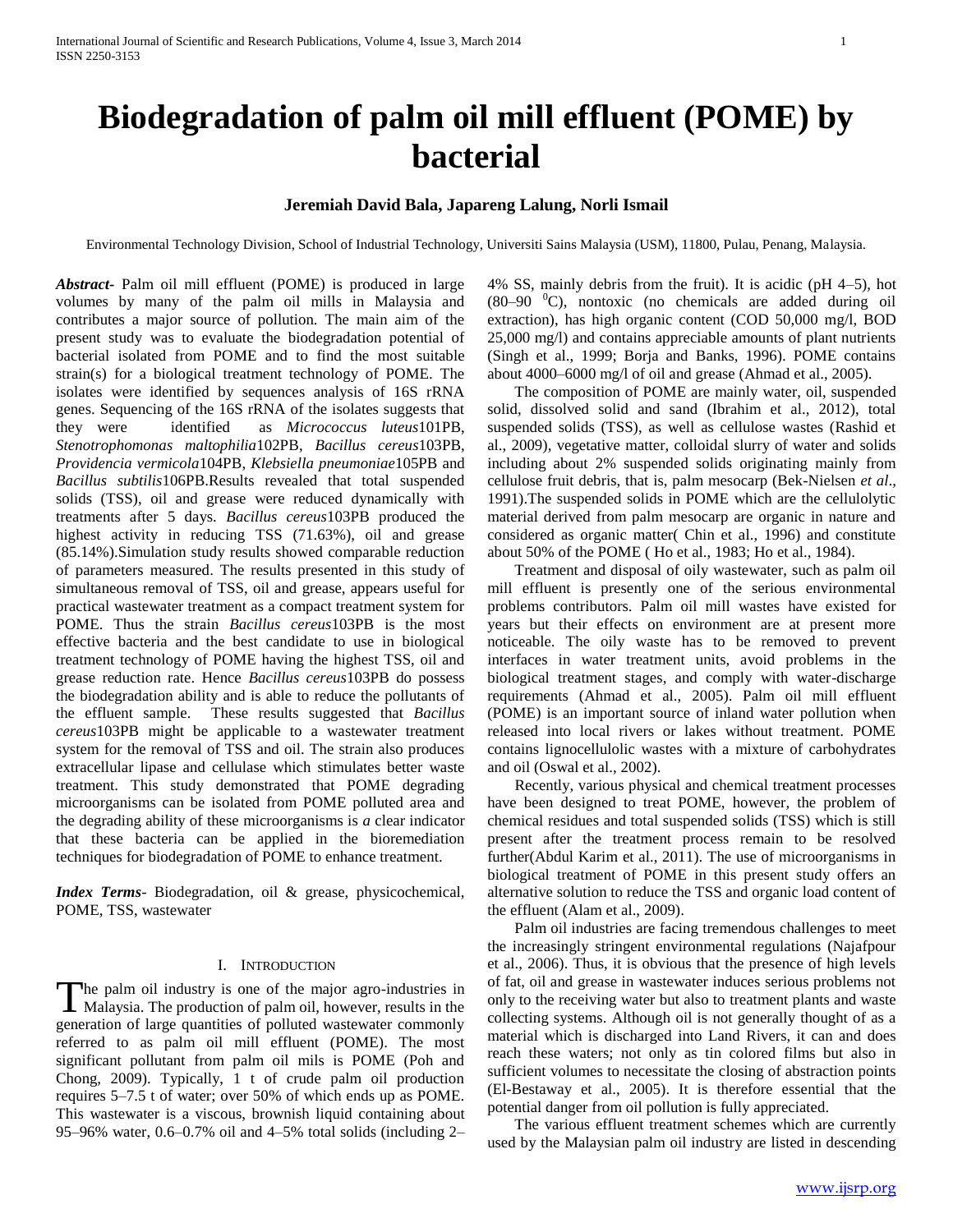# Biodegradation of palm oil mill effluent (POME) by bacterial

**Jeremiah David Bala, Japareng Lalung, Norli Ismail**

Environmental Technology Division, School of Industrial Technology, Universiti Sains Malaysia (USM), 11800, Pulau, Penang, Malaysia.

***Abstract***- Palm oil mill effluent (POME) is produced in large volumes by many of the palm oil mills in Malaysia and contributes a major source of pollution. The main aim of the present study was to evaluate the biodegradation potential of bacterial isolated from POME and to find the most suitable strain(s) for a biological treatment technology of POME. The isolates were identified by sequences analysis of 16S rRNA genes. Sequencing of the 16S rRNA of the isolates suggests that they were identified as *Micrococcus luteus*101PB, *Stenotrophomonas maltophilia*102PB, *Bacillus cereus*103PB, *Providencia vermicola*104PB, *Klebsiella pneumoniae*105PB and *Bacillus subtilis*106PB.Results revealed that total suspended solids (TSS), oil and grease were reduced dynamically with treatments after 5 days. *Bacillus cereus*103PB produced the highest activity in reducing TSS (71.63%), oil and grease (85.14%).Simulation study results showed comparable reduction of parameters measured. The results presented in this study of simultaneous removal of TSS, oil and grease, appears useful for practical wastewater treatment as a compact treatment system for POME. Thus the strain *Bacillus cereus*103PB is the most effective bacteria and the best candidate to use in biological treatment technology of POME having the highest TSS, oil and grease reduction rate. Hence *Bacillus cereus*103PB do possess the biodegradation ability and is able to reduce the pollutants of the effluent sample. These results suggested that *Bacillus cereus*103PB might be applicable to a wastewater treatment system for the removal of TSS and oil. The strain also produces extracellular lipase and cellulase which stimulates better waste treatment. This study demonstrated that POME degrading microorganisms can be isolated from POME polluted area and the degrading ability of these microorganisms is *a* clear indicator that these bacteria can be applied in the bioremediation techniques for biodegradation of POME to enhance treatment.

***Index Terms***- Biodegradation, oil & grease, physicochemical, POME, TSS, wastewater

## I. Introduction

The palm oil industry is one of the major agro-industries in Malaysia. The production of palm oil, however, results in the generation of large quantities of polluted wastewater commonly referred to as palm oil mill effluent (POME). The most significant pollutant from palm oil mils is POME (Poh and Chong, 2009). Typically, 1 t of crude palm oil production requires 5–7.5 t of water; over 50% of which ends up as POME. This wastewater is a viscous, brownish liquid containing about 95–96% water, 0.6–0.7% oil and 4–5% total solids (including 2–4% SS, mainly debris from the fruit). It is acidic (pH 4–5), hot (80–90 $^{0}$C), nontoxic (no chemicals are added during oil extraction), has high organic content (COD 50,000 mg/l, BOD 25,000 mg/l) and contains appreciable amounts of plant nutrients (Singh et al., 1999; Borja and Banks, 1996). POME contains about 4000–6000 mg/l of oil and grease (Ahmad et al., 2005).

The composition of POME are mainly water, oil, suspended solid, dissolved solid and sand (Ibrahim et al., 2012), total suspended solids (TSS), as well as cellulose wastes (Rashid et al., 2009), vegetative matter, colloidal slurry of water and solids including about 2% suspended solids originating mainly from cellulose fruit debris, that is, palm mesocarp (Bek-Nielsen *et al*., 1991).The suspended solids in POME which are the cellulolytic material derived from palm mesocarp are organic in nature and considered as organic matter( Chin et al., 1996) and constitute about 50% of the POME ( Ho et al., 1983; Ho et al., 1984).

Treatment and disposal of oily wastewater, such as palm oil mill effluent is presently one of the serious environmental problems contributors. Palm oil mill wastes have existed for years but their effects on environment are at present more noticeable. The oily waste has to be removed to prevent interfaces in water treatment units, avoid problems in the biological treatment stages, and comply with water-discharge requirements (Ahmad et al., 2005). Palm oil mill effluent (POME) is an important source of inland water pollution when released into local rivers or lakes without treatment. POME contains lignocellulolic wastes with a mixture of carbohydrates and oil (Oswal et al., 2002).

Recently, various physical and chemical treatment processes have been designed to treat POME, however, the problem of chemical residues and total suspended solids (TSS) which is still present after the treatment process remain to be resolved further(Abdul Karim et al., 2011). The use of microorganisms in biological treatment of POME in this present study offers an alternative solution to reduce the TSS and organic load content of the effluent (Alam et al., 2009).

Palm oil industries are facing tremendous challenges to meet the increasingly stringent environmental regulations (Najafpour et al., 2006). Thus, it is obvious that the presence of high levels of fat, oil and grease in wastewater induces serious problems not only to the receiving water but also to treatment plants and waste collecting systems. Although oil is not generally thought of as a material which is discharged into Land Rivers, it can and does reach these waters; not only as tin colored films but also in sufficient volumes to necessitate the closing of abstraction points (El-Bestaway et al., 2005). It is therefore essential that the potential danger from oil pollution is fully appreciated.

The various effluent treatment schemes which are currently used by the Malaysian palm oil industry are listed in descending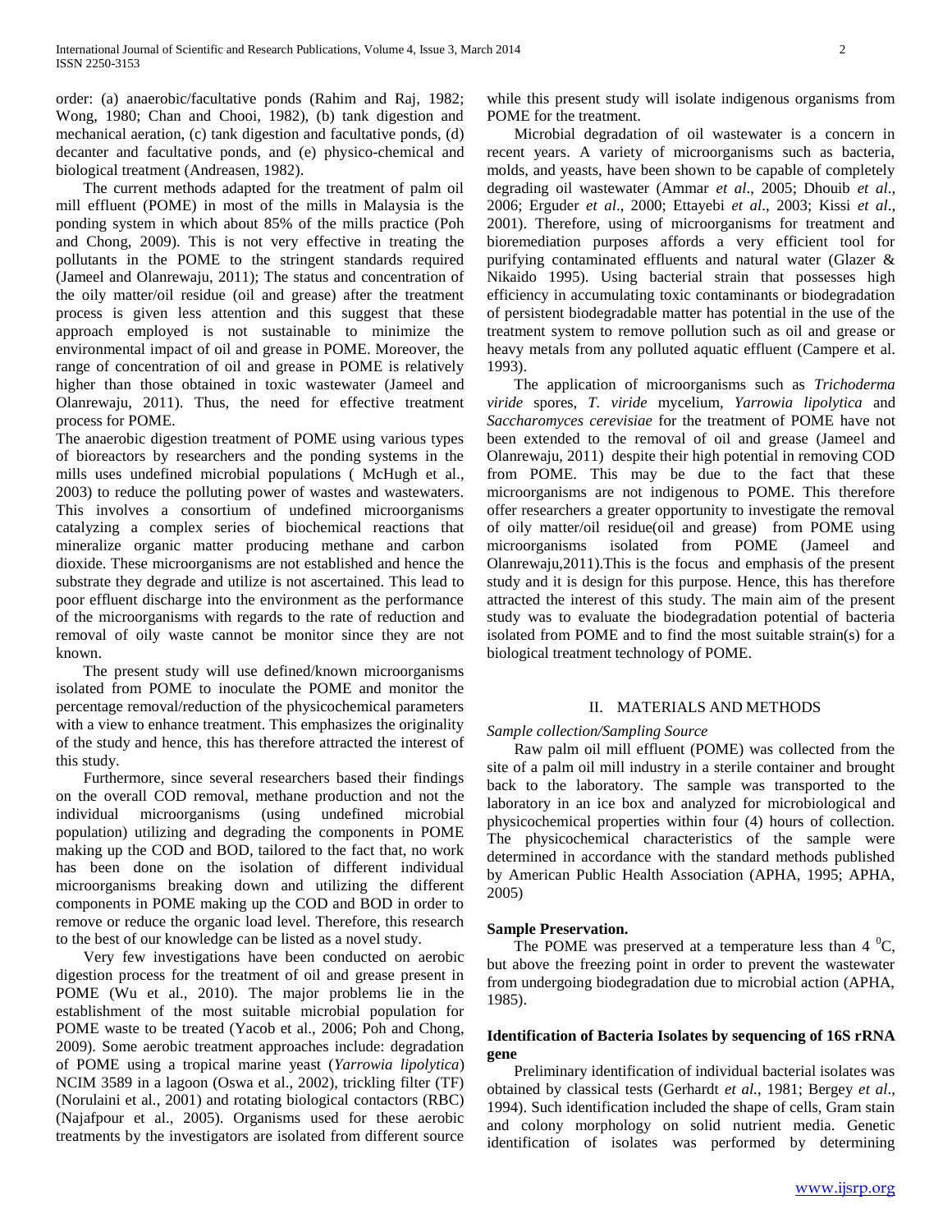order: (a) anaerobic/facultative ponds (Rahim and Raj, 1982; Wong, 1980; Chan and Chooi, 1982), (b) tank digestion and mechanical aeration, (c) tank digestion and facultative ponds, (d) decanter and facultative ponds, and (e) physico-chemical and biological treatment (Andreasen, 1982).

The current methods adapted for the treatment of palm oil mill effluent (POME) in most of the mills in Malaysia is the ponding system in which about 85% of the mills practice (Poh and Chong, 2009). This is not very effective in treating the pollutants in the POME to the stringent standards required (Jameel and Olanrewaju, 2011); The status and concentration of the oily matter/oil residue (oil and grease) after the treatment process is given less attention and this suggest that these approach employed is not sustainable to minimize the environmental impact of oil and grease in POME. Moreover, the range of concentration of oil and grease in POME is relatively higher than those obtained in toxic wastewater (Jameel and Olanrewaju, 2011). Thus, the need for effective treatment process for POME.

The anaerobic digestion treatment of POME using various types of bioreactors by researchers and the ponding systems in the mills uses undefined microbial populations ( McHugh et al., 2003) to reduce the polluting power of wastes and wastewaters. This involves a consortium of undefined microorganisms catalyzing a complex series of biochemical reactions that mineralize organic matter producing methane and carbon dioxide. These microorganisms are not established and hence the substrate they degrade and utilize is not ascertained. This lead to poor effluent discharge into the environment as the performance of the microorganisms with regards to the rate of reduction and removal of oily waste cannot be monitor since they are not known.

The present study will use defined/known microorganisms isolated from POME to inoculate the POME and monitor the percentage removal/reduction of the physicochemical parameters with a view to enhance treatment. This emphasizes the originality of the study and hence, this has therefore attracted the interest of this study.

Furthermore, since several researchers based their findings on the overall COD removal, methane production and not the individual microorganisms (using undefined microbial population) utilizing and degrading the components in POME making up the COD and BOD, tailored to the fact that, no work has been done on the isolation of different individual microorganisms breaking down and utilizing the different components in POME making up the COD and BOD in order to remove or reduce the organic load level. Therefore, this research to the best of our knowledge can be listed as a novel study.

Very few investigations have been conducted on aerobic digestion process for the treatment of oil and grease present in POME (Wu et al., 2010). The major problems lie in the establishment of the most suitable microbial population for POME waste to be treated (Yacob et al., 2006; Poh and Chong, 2009). Some aerobic treatment approaches include: degradation of POME using a tropical marine yeast (*Yarrowia lipolytica*) NCIM 3589 in a lagoon (Oswa et al., 2002), trickling filter (TF) (Norulaini et al., 2001) and rotating biological contactors (RBC) (Najafpour et al., 2005). Organisms used for these aerobic treatments by the investigators are isolated from different source while this present study will isolate indigenous organisms from POME for the treatment.

Microbial degradation of oil wastewater is a concern in recent years. A variety of microorganisms such as bacteria, molds, and yeasts, have been shown to be capable of completely degrading oil wastewater (Ammar *et al*., 2005; Dhouib *et al*., 2006; Erguder *et al*., 2000; Ettayebi *et al*., 2003; Kissi *et al*., 2001). Therefore, using of microorganisms for treatment and bioremediation purposes affords a very efficient tool for purifying contaminated effluents and natural water (Glazer & Nikaido 1995). Using bacterial strain that possesses high efficiency in accumulating toxic contaminants or biodegradation of persistent biodegradable matter has potential in the use of the treatment system to remove pollution such as oil and grease or heavy metals from any polluted aquatic effluent (Campere et al. 1993).

The application of microorganisms such as *Trichoderma viride* spores, *T. viride* mycelium, *Yarrowia lipolytica* and *Saccharomyces cerevisiae* for the treatment of POME have not been extended to the removal of oil and grease (Jameel and Olanrewaju, 2011) despite their high potential in removing COD from POME. This may be due to the fact that these microorganisms are not indigenous to POME. This therefore offer researchers a greater opportunity to investigate the removal of oily matter/oil residue(oil and grease) from POME using microorganisms isolated from POME (Jameel and Olanrewaju,2011).This is the focus and emphasis of the present study and it is design for this purpose. Hence, this has therefore attracted the interest of this study. The main aim of the present study was to evaluate the biodegradation potential of bacteria isolated from POME and to find the most suitable strain(s) for a biological treatment technology of POME.

## II. MATERIALS AND METHODS

*Sample collection/Sampling Source*

Raw palm oil mill effluent (POME) was collected from the site of a palm oil mill industry in a sterile container and brought back to the laboratory. The sample was transported to the laboratory in an ice box and analyzed for microbiological and physicochemical properties within four (4) hours of collection. The physicochemical characteristics of the sample were determined in accordance with the standard methods published by American Public Health Association (APHA, 1995; APHA, 2005)

**Sample Preservation.**

The POME was preserved at a temperature less than 4 $^{0}$C, but above the freezing point in order to prevent the wastewater from undergoing biodegradation due to microbial action (APHA, 1985).

**Identification of Bacteria Isolates by sequencing of 16S rRNA gene**

Preliminary identification of individual bacterial isolates was obtained by classical tests (Gerhardt *et al.*, 1981; Bergey *et al*., 1994). Such identification included the shape of cells, Gram stain and colony morphology on solid nutrient media. Genetic identification of isolates was performed by determining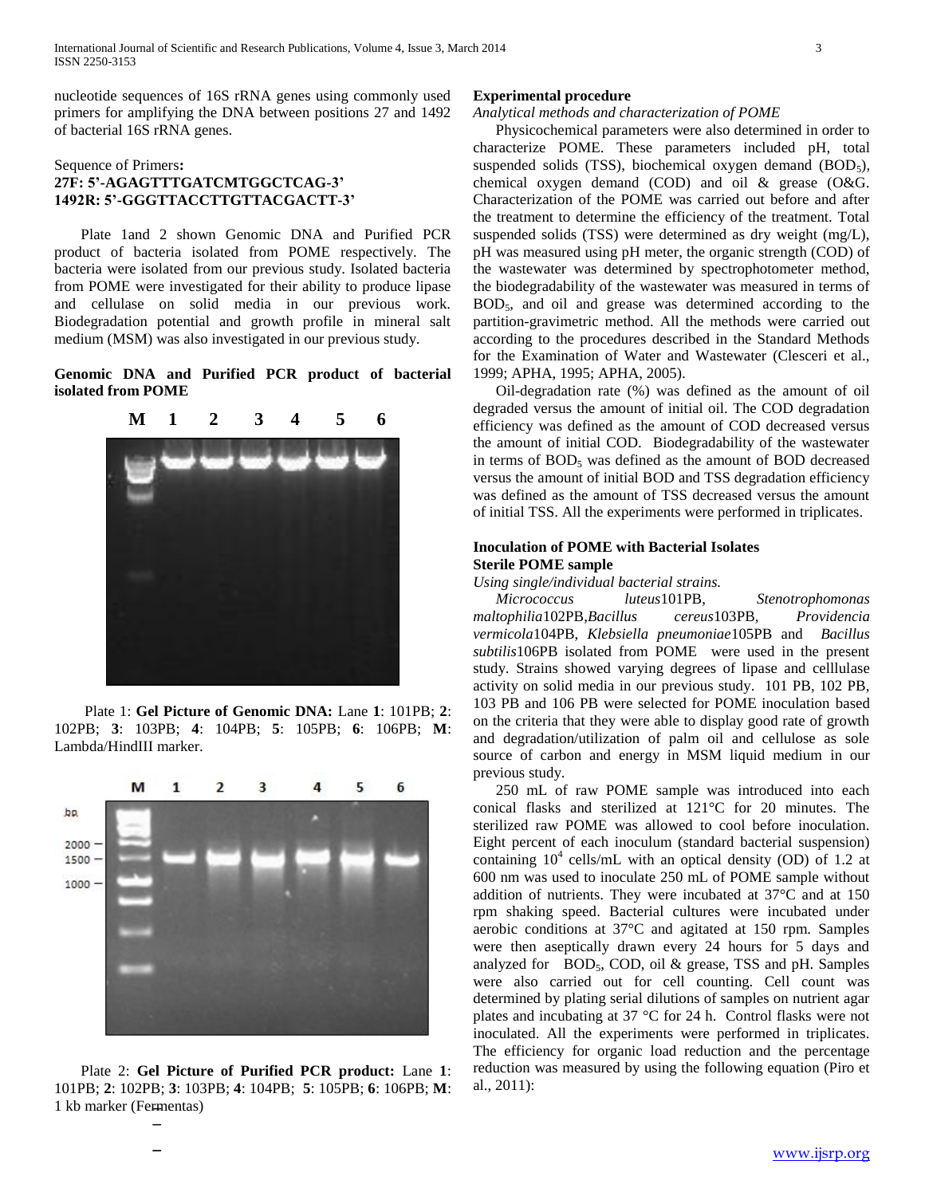nucleotide sequences of 16S rRNA genes using commonly used primers for amplifying the DNA between positions 27 and 1492 of bacterial 16S rRNA genes.

Sequence of Primers**:**
**27F: 5'-AGAGTTTGATCMTGGCTCAG-3'**
**1492R: 5'-GGGTTACCTTGTTACGACTT-3'**

Plate 1and 2 shown Genomic DNA and Purified PCR product of bacteria isolated from POME respectively. The bacteria were isolated from our previous study. Isolated bacteria from POME were investigated for their ability to produce lipase and cellulase on solid media in our previous work. Biodegradation potential and growth profile in mineral salt medium (MSM) was also investigated in our previous study.

**Genomic DNA and Purified PCR product of bacterial isolated from POME**

Plate 1: **Gel Picture of Genomic DNA:** Lane **1**: 101PB; **2**: 102PB; **3**: 103PB; **4**: 104PB; **5**: 105PB; **6**: 106PB; **M**: Lambda/HindIII marker.

Plate 2: **Gel Picture of Purified PCR product:** Lane **1**: 101PB; **2**: 102PB; **3**: 103PB; **4**: 104PB; **5**: 105PB; **6**: 106PB; **M**: 1 kb marker (Fermentas)

**Experimental procedure**

*Analytical methods and characterization of POME*

Physicochemical parameters were also determined in order to characterize POME. These parameters included pH, total suspended solids (TSS), biochemical oxygen demand ($BOD_5$), chemical oxygen demand (COD) and oil & grease (O&G. Characterization of the POME was carried out before and after the treatment to determine the efficiency of the treatment. Total suspended solids (TSS) were determined as dry weight (mg/L), pH was measured using pH meter, the organic strength (COD) of the wastewater was determined by spectrophotometer method, the biodegradability of the wastewater was measured in terms of $BOD_5$, and oil and grease was determined according to the partition-gravimetric method. All the methods were carried out according to the procedures described in the Standard Methods for the Examination of Water and Wastewater (Clesceri et al., 1999; APHA, 1995; APHA, 2005).

Oil-degradation rate (%) was defined as the amount of oil degraded versus the amount of initial oil. The COD degradation efficiency was defined as the amount of COD decreased versus the amount of initial COD. Biodegradability of the wastewater in terms of $BOD_5$ was defined as the amount of BOD decreased versus the amount of initial BOD and TSS degradation efficiency was defined as the amount of TSS decreased versus the amount of initial TSS. All the experiments were performed in triplicates.

**Inoculation of POME with Bacterial Isolates**
**Sterile POME sample**

*Using single/individual bacterial strains.*

*Micrococcus luteus*101PB, *Stenotrophomonas maltophilia*102PB,*Bacillus cereus*103PB, *Providencia vermicola*104PB, *Klebsiella pneumoniae*105PB and *Bacillus subtilis*106PB isolated from POME were used in the present study. Strains showed varying degrees of lipase and celllulase activity on solid media in our previous study. 101 PB, 102 PB, 103 PB and 106 PB were selected for POME inoculation based on the criteria that they were able to display good rate of growth and degradation/utilization of palm oil and cellulose as sole source of carbon and energy in MSM liquid medium in our previous study.

250 mL of raw POME sample was introduced into each conical flasks and sterilized at 121°C for 20 minutes. The sterilized raw POME was allowed to cool before inoculation. Eight percent of each inoculum (standard bacterial suspension) containing $10^4$ cells/mL with an optical density (OD) of 1.2 at 600 nm was used to inoculate 250 mL of POME sample without addition of nutrients. They were incubated at 37°C and at 150 rpm shaking speed. Bacterial cultures were incubated under aerobic conditions at 37°C and agitated at 150 rpm. Samples were then aseptically drawn every 24 hours for 5 days and analyzed for $BOD_5$, COD, oil & grease, TSS and pH. Samples were also carried out for cell counting. Cell count was determined by plating serial dilutions of samples on nutrient agar plates and incubating at 37 °C for 24 h. Control flasks were not inoculated. All the experiments were performed in triplicates. The efficiency for organic load reduction and the percentage reduction was measured by using the following equation (Piro et al., 2011):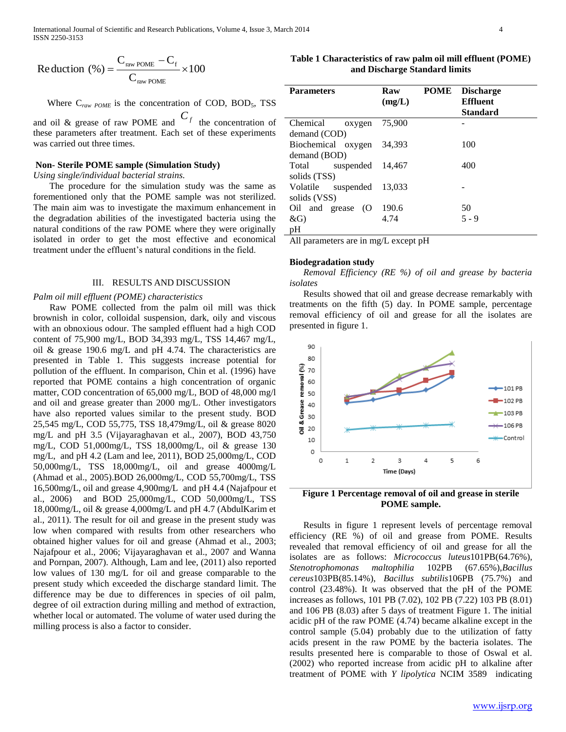$$\text{Reduction}\ (\%) = \frac{C_{\text{raw POME}} - C_f}{C_{\text{raw POME}}} \times 100$$

Where $C_{raw\ POME}$ is the concentration of COD, $BOD_5$, TSS and oil & grease of raw POME and $C_f$ the concentration of these parameters after treatment. Each set of these experiments was carried out three times.

**Non- Sterile POME sample (Simulation Study)**

*Using single/individual bacterial strains.*

The procedure for the simulation study was the same as forementioned only that the POME sample was not sterilized. The main aim was to investigate the maximum enhancement in the degradation abilities of the investigated bacteria using the natural conditions of the raw POME where they were originally isolated in order to get the most effective and economical treatment under the effluent's natural conditions in the field.

## III. RESULTS AND DISCUSSION

*Palm oil mill effluent (POME) characteristics*

Raw POME collected from the palm oil mill was thick brownish in color, colloidal suspension, dark, oily and viscous with an obnoxious odour. The sampled effluent had a high COD content of 75,900 mg/L, BOD 34,393 mg/L, TSS 14,467 mg/L, oil & grease 190.6 mg/L and pH 4.74. The characteristics are presented in Table 1. This suggests increase potential for pollution of the effluent. In comparison, Chin et al. (1996) have reported that POME contains a high concentration of organic matter, COD concentration of 65,000 mg/L, BOD of 48,000 mg/l and oil and grease greater than 2000 mg/L. Other investigators have also reported values similar to the present study. BOD 25,545 mg/L, COD 55,775, TSS 18,479mg/L, oil & grease 8020 mg/L and pH 3.5 (Vijayaraghavan et al., 2007), BOD 43,750 mg/L, COD 51,000mg/L, TSS 18,000mg/L, oil & grease 130 mg/L, and pH 4.2 (Lam and lee, 2011), BOD 25,000mg/L, COD 50,000mg/L, TSS 18,000mg/L, oil and grease 4000mg/L (Ahmad et al., 2005).BOD 26,000mg/L, COD 55,700mg/L, TSS 16,500mg/L, oil and grease 4,900mg/L and pH 4.4 (Najafpour et al., 2006) and BOD 25,000mg/L, COD 50,000mg/L, TSS 18,000mg/L, oil & grease 4,000mg/L and pH 4.7 (AbdulKarim et al., 2011). The result for oil and grease in the present study was low when compared with results from other researchers who obtained higher values for oil and grease (Ahmad et al., 2003; Najafpour et al., 2006; Vijayaraghavan et al., 2007 and Wanna and Pornpan, 2007). Although, Lam and lee, (2011) also reported low values of 130 mg/L for oil and grease comparable to the present study which exceeded the discharge standard limit. The difference may be due to differences in species of oil palm, degree of oil extraction during milling and method of extraction, whether local or automated. The volume of water used during the milling process is also a factor to consider.

**Table 1 Characteristics of raw palm oil mill effluent (POME) and Discharge Standard limits**

| Parameters | Raw POME (mg/L) | Discharge Effluent Standard |
|---|---|---|
| Chemical oxygen demand (COD) | 75,900 | - |
| Biochemical oxygen demand (BOD) | 34,393 | 100 |
| Total suspended solids (TSS) | 14,467 | 400 |
| Volatile suspended solids (VSS) | 13,033 | - |
| Oil and grease (O &G) | 190.6 | 50 |
| pH | 4.74 | 5 - 9 |

All parameters are in mg/L except pH

**Biodegradation study**

*Removal Efficiency (RE %) of oil and grease by bacteria isolates*

Results showed that oil and grease decrease remarkably with treatments on the fifth (5) day. In POME sample, percentage removal efficiency of oil and grease for all the isolates are presented in figure 1.

**Figure 1 Percentage removal of oil and grease in sterile POME sample.**

Results in figure 1 represent levels of percentage removal efficiency (RE %) of oil and grease from POME. Results revealed that removal efficiency of oil and grease for all the isolates are as follows: *Micrococcus luteus*101PB(64.76%), *Stenotrophomonas maltophilia* 102PB (67.65%),*Bacillus cereus*103PB(85.14%), *Bacillus subtilis*106PB (75.7%) and control (23.48%). It was observed that the pH of the POME increases as follows, 101 PB (7.02), 102 PB (7.22) 103 PB (8.01) and 106 PB (8.03) after 5 days of treatment Figure 1. The initial acidic pH of the raw POME (4.74) became alkaline except in the control sample (5.04) probably due to the utilization of fatty acids present in the raw POME by the bacteria isolates. The results presented here is comparable to those of Oswal et al. (2002) who reported increase from acidic pH to alkaline after treatment of POME with *Y lipolytica* NCIM 3589 indicating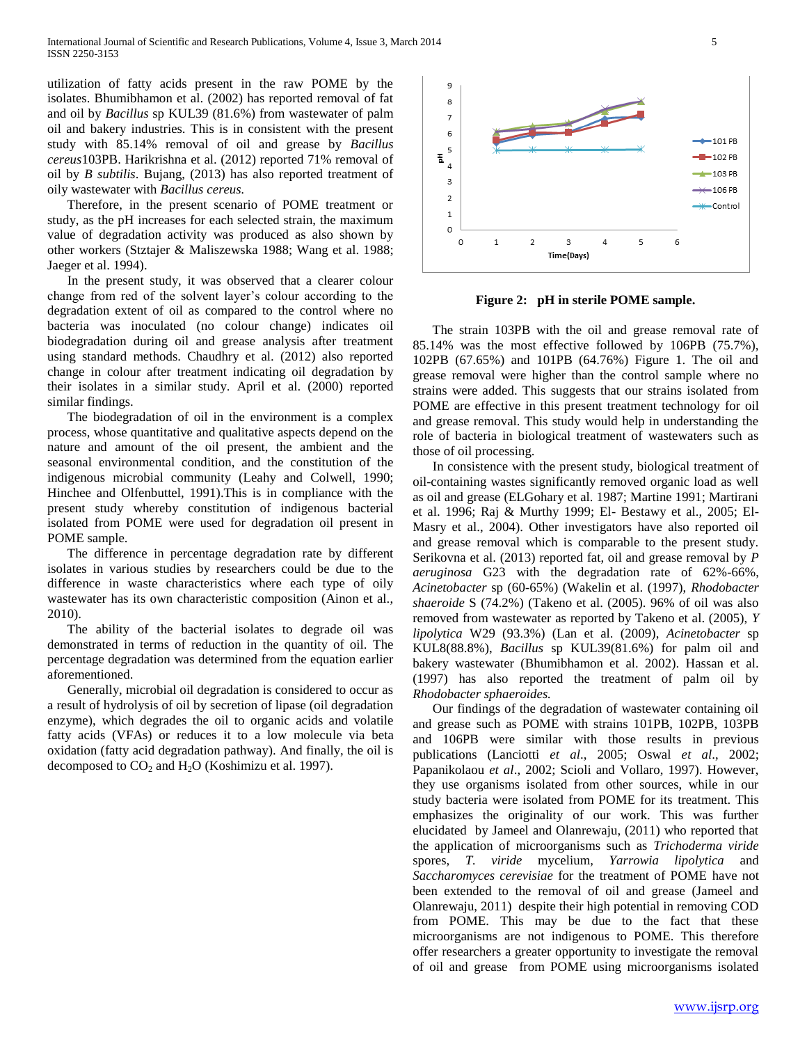utilization of fatty acids present in the raw POME by the isolates. Bhumibhamon et al. (2002) has reported removal of fat and oil by *Bacillus* sp KUL39 (81.6%) from wastewater of palm oil and bakery industries. This is in consistent with the present study with 85.14% removal of oil and grease by *Bacillus cereus*103PB. Harikrishna et al. (2012) reported 71% removal of oil by *B subtilis*. Bujang, (2013) has also reported treatment of oily wastewater with *Bacillus cereus.*

Therefore, in the present scenario of POME treatment or study, as the pH increases for each selected strain, the maximum value of degradation activity was produced as also shown by other workers (Stztajer & Maliszewska 1988; Wang et al. 1988; Jaeger et al. 1994).

In the present study, it was observed that a clearer colour change from red of the solvent layer's colour according to the degradation extent of oil as compared to the control where no bacteria was inoculated (no colour change) indicates oil biodegradation during oil and grease analysis after treatment using standard methods. Chaudhry et al. (2012) also reported change in colour after treatment indicating oil degradation by their isolates in a similar study. April et al. (2000) reported similar findings.

The biodegradation of oil in the environment is a complex process, whose quantitative and qualitative aspects depend on the nature and amount of the oil present, the ambient and the seasonal environmental condition, and the constitution of the indigenous microbial community (Leahy and Colwell, 1990; Hinchee and Olfenbuttel, 1991).This is in compliance with the present study whereby constitution of indigenous bacterial isolated from POME were used for degradation oil present in POME sample.

The difference in percentage degradation rate by different isolates in various studies by researchers could be due to the difference in waste characteristics where each type of oily wastewater has its own characteristic composition (Ainon et al., 2010).

The ability of the bacterial isolates to degrade oil was demonstrated in terms of reduction in the quantity of oil. The percentage degradation was determined from the equation earlier aforementioned.

Generally, microbial oil degradation is considered to occur as a result of hydrolysis of oil by secretion of lipase (oil degradation enzyme), which degrades the oil to organic acids and volatile fatty acids (VFAs) or reduces it to a low molecule via beta oxidation (fatty acid degradation pathway). And finally, the oil is decomposed to $CO_2$ and $H_2O$ (Koshimizu et al. 1997).

**Figure 2: pH in sterile POME sample.**

The strain 103PB with the oil and grease removal rate of 85.14% was the most effective followed by 106PB (75.7%), 102PB (67.65%) and 101PB (64.76%) Figure 1. The oil and grease removal were higher than the control sample where no strains were added. This suggests that our strains isolated from POME are effective in this present treatment technology for oil and grease removal. This study would help in understanding the role of bacteria in biological treatment of wastewaters such as those of oil processing.

In consistence with the present study, biological treatment of oil-containing wastes significantly removed organic load as well as oil and grease (ELGohary et al. 1987; Martine 1991; Martirani et al. 1996; Raj & Murthy 1999; El- Bestawy et al., 2005; El-Masry et al., 2004). Other investigators have also reported oil and grease removal which is comparable to the present study. Serikovna et al. (2013) reported fat, oil and grease removal by *P aeruginosa* G23 with the degradation rate of 62%-66%, *Acinetobacter* sp (60-65%) (Wakelin et al. (1997), *Rhodobacter shaeroide* S (74.2%) (Takeno et al. (2005). 96% of oil was also removed from wastewater as reported by Takeno et al. (2005), *Y lipolytica* W29 (93.3%) (Lan et al. (2009), *Acinetobacter* sp KUL8(88.8%), *Bacillus* sp KUL39(81.6%) for palm oil and bakery wastewater (Bhumibhamon et al. 2002). Hassan et al. (1997) has also reported the treatment of palm oil by *Rhodobacter sphaeroides.*

Our findings of the degradation of wastewater containing oil and grease such as POME with strains 101PB, 102PB, 103PB and 106PB were similar with those results in previous publications (Lanciotti *et al*., 2005; Oswal *et al*., 2002; Papanikolaou *et al*., 2002; Scioli and Vollaro, 1997). However, they use organisms isolated from other sources, while in our study bacteria were isolated from POME for its treatment. This emphasizes the originality of our work. This was further elucidated by Jameel and Olanrewaju, (2011) who reported that the application of microorganisms such as *Trichoderma viride* spores, *T. viride* mycelium, *Yarrowia lipolytica* and *Saccharomyces cerevisiae* for the treatment of POME have not been extended to the removal of oil and grease (Jameel and Olanrewaju, 2011) despite their high potential in removing COD from POME. This may be due to the fact that these microorganisms are not indigenous to POME. This therefore offer researchers a greater opportunity to investigate the removal of oil and grease from POME using microorganisms isolated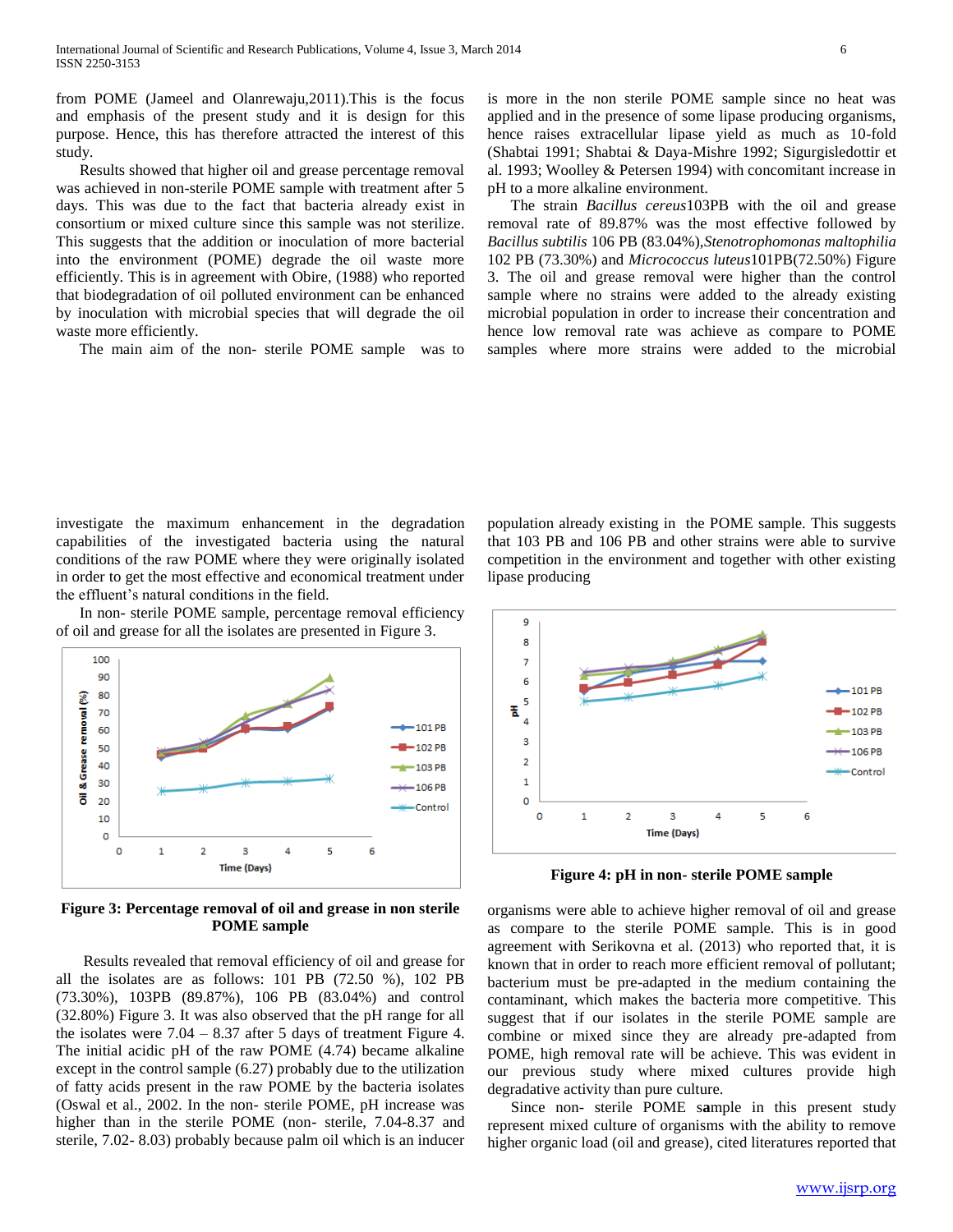from POME (Jameel and Olanrewaju,2011).This is the focus and emphasis of the present study and it is design for this purpose. Hence, this has therefore attracted the interest of this study.

Results showed that higher oil and grease percentage removal was achieved in non-sterile POME sample with treatment after 5 days. This was due to the fact that bacteria already exist in consortium or mixed culture since this sample was not sterilize. This suggests that the addition or inoculation of more bacterial into the environment (POME) degrade the oil waste more efficiently. This is in agreement with Obire, (1988) who reported that biodegradation of oil polluted environment can be enhanced by inoculation with microbial species that will degrade the oil waste more efficiently.

The main aim of the non- sterile POME sample was to investigate the maximum enhancement in the degradation capabilities of the investigated bacteria using the natural conditions of the raw POME where they were originally isolated in order to get the most effective and economical treatment under the effluent's natural conditions in the field.

In non- sterile POME sample, percentage removal efficiency of oil and grease for all the isolates are presented in Figure 3.

**Figure 3: Percentage removal of oil and grease in non sterile POME sample**

Results revealed that removal efficiency of oil and grease for all the isolates are as follows: 101 PB (72.50 %), 102 PB (73.30%), 103PB (89.87%), 106 PB (83.04%) and control (32.80%) Figure 3. It was also observed that the pH range for all the isolates were 7.04 – 8.37 after 5 days of treatment Figure 4. The initial acidic pH of the raw POME (4.74) became alkaline except in the control sample (6.27) probably due to the utilization of fatty acids present in the raw POME by the bacteria isolates (Oswal et al., 2002. In the non- sterile POME, pH increase was higher than in the sterile POME (non- sterile, 7.04-8.37 and sterile, 7.02- 8.03) probably because palm oil which is an inducer is more in the non sterile POME sample since no heat was applied and in the presence of some lipase producing organisms, hence raises extracellular lipase yield as much as 10-fold (Shabtai 1991; Shabtai & Daya-Mishre 1992; Sigurgisledottir et al. 1993; Woolley & Petersen 1994) with concomitant increase in pH to a more alkaline environment.

The strain *Bacillus cereus*103PB with the oil and grease removal rate of 89.87% was the most effective followed by *Bacillus subtilis* 106 PB (83.04%),*Stenotrophomonas maltophilia* 102 PB (73.30%) and *Micrococcus luteus*101PB(72.50%) Figure 3. The oil and grease removal were higher than the control sample where no strains were added to the already existing microbial population in order to increase their concentration and hence low removal rate was achieve as compare to POME samples where more strains were added to the microbial population already existing in the POME sample. This suggests that 103 PB and 106 PB and other strains were able to survive competition in the environment and together with other existing lipase producing

**Figure 4: pH in non- sterile POME sample**

organisms were able to achieve higher removal of oil and grease as compare to the sterile POME sample. This is in good agreement with Serikovna et al. (2013) who reported that, it is known that in order to reach more efficient removal of pollutant; bacterium must be pre-adapted in the medium containing the contaminant, which makes the bacteria more competitive. This suggest that if our isolates in the sterile POME sample are combine or mixed since they are already pre-adapted from POME, high removal rate will be achieve. This was evident in our previous study where mixed cultures provide high degradative activity than pure culture.

Since non- sterile POME s**a**mple in this present study represent mixed culture of organisms with the ability to remove higher organic load (oil and grease), cited literatures reported that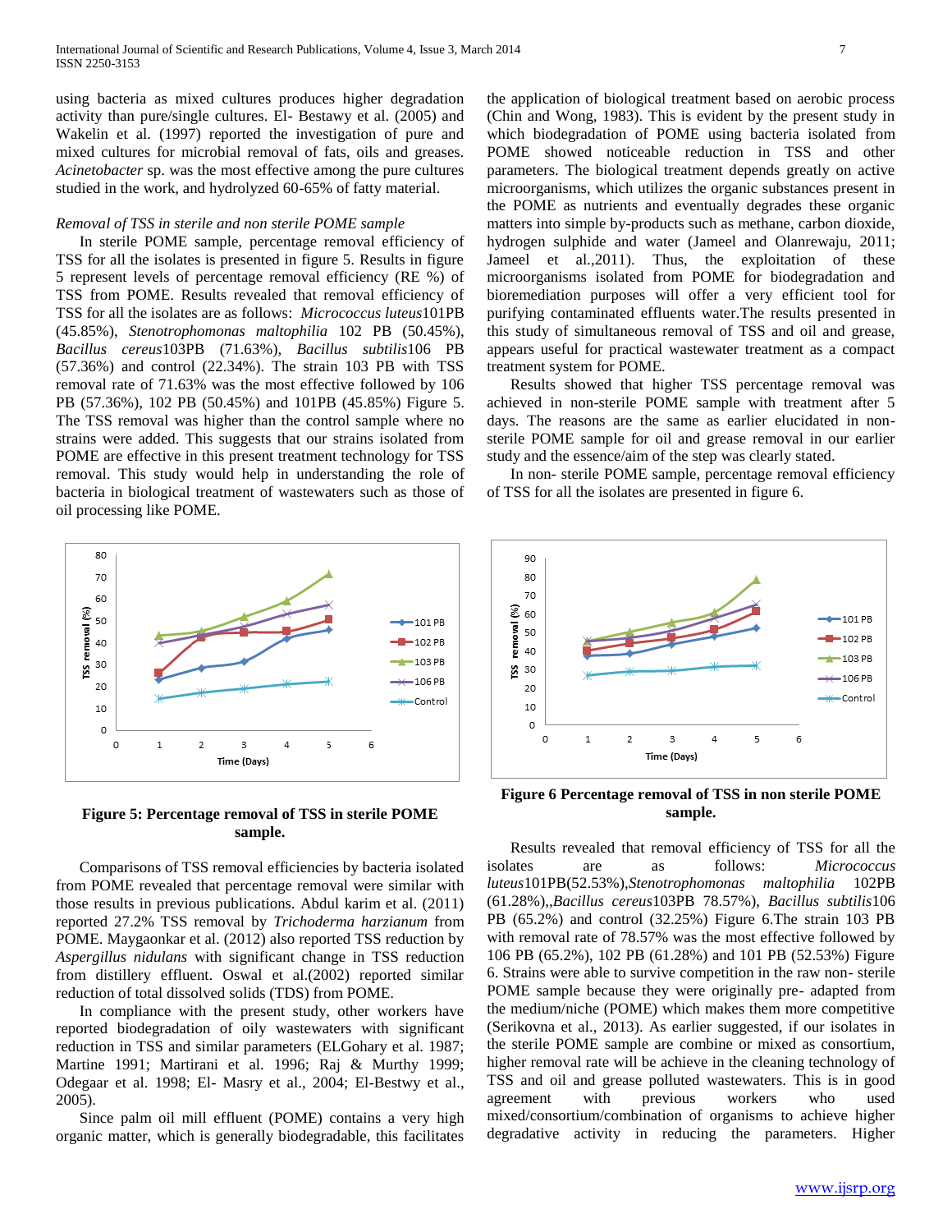using bacteria as mixed cultures produces higher degradation activity than pure/single cultures. El- Bestawy et al. (2005) and Wakelin et al. (1997) reported the investigation of pure and mixed cultures for microbial removal of fats, oils and greases. *Acinetobacter* sp. was the most effective among the pure cultures studied in the work, and hydrolyzed 60-65% of fatty material.

*Removal of TSS in sterile and non sterile POME sample*

In sterile POME sample, percentage removal efficiency of TSS for all the isolates is presented in figure 5. Results in figure 5 represent levels of percentage removal efficiency (RE %) of TSS from POME. Results revealed that removal efficiency of TSS for all the isolates are as follows: *Micrococcus luteus*101PB (45.85%), *Stenotrophomonas maltophilia* 102 PB (50.45%), *Bacillus cereus*103PB (71.63%), *Bacillus subtilis*106 PB (57.36%) and control (22.34%). The strain 103 PB with TSS removal rate of 71.63% was the most effective followed by 106 PB (57.36%), 102 PB (50.45%) and 101PB (45.85%) Figure 5. The TSS removal was higher than the control sample where no strains were added. This suggests that our strains isolated from POME are effective in this present treatment technology for TSS removal. This study would help in understanding the role of bacteria in biological treatment of wastewaters such as those of oil processing like POME.

**Figure 5: Percentage removal of TSS in sterile POME sample.**

Comparisons of TSS removal efficiencies by bacteria isolated from POME revealed that percentage removal were similar with those results in previous publications. Abdul karim et al. (2011) reported 27.2% TSS removal by *Trichoderma harzianum* from POME. Maygaonkar et al. (2012) also reported TSS reduction by *Aspergillus nidulans* with significant change in TSS reduction from distillery effluent. Oswal et al.(2002) reported similar reduction of total dissolved solids (TDS) from POME.

In compliance with the present study, other workers have reported biodegradation of oily wastewaters with significant reduction in TSS and similar parameters (ELGohary et al. 1987; Martine 1991; Martirani et al. 1996; Raj & Murthy 1999; Odegaar et al. 1998; El- Masry et al., 2004; El-Bestwy et al., 2005).

Since palm oil mill effluent (POME) contains a very high organic matter, which is generally biodegradable, this facilitates the application of biological treatment based on aerobic process (Chin and Wong, 1983). This is evident by the present study in which biodegradation of POME using bacteria isolated from POME showed noticeable reduction in TSS and other parameters. The biological treatment depends greatly on active microorganisms, which utilizes the organic substances present in the POME as nutrients and eventually degrades these organic matters into simple by-products such as methane, carbon dioxide, hydrogen sulphide and water (Jameel and Olanrewaju, 2011; Jameel et al.,2011). Thus, the exploitation of these microorganisms isolated from POME for biodegradation and bioremediation purposes will offer a very efficient tool for purifying contaminated effluents water.The results presented in this study of simultaneous removal of TSS and oil and grease, appears useful for practical wastewater treatment as a compact treatment system for POME.

Results showed that higher TSS percentage removal was achieved in non-sterile POME sample with treatment after 5 days. The reasons are the same as earlier elucidated in non-sterile POME sample for oil and grease removal in our earlier study and the essence/aim of the step was clearly stated.

In non- sterile POME sample, percentage removal efficiency of TSS for all the isolates are presented in figure 6.

**Figure 6 Percentage removal of TSS in non sterile POME sample.**

Results revealed that removal efficiency of TSS for all the isolates are as follows: *Micrococcus luteus*101PB(52.53%),*Stenotrophomonas maltophilia* 102PB (61.28%),,*Bacillus cereus*103PB 78.57%), *Bacillus subtilis*106 PB (65.2%) and control (32.25%) Figure 6.The strain 103 PB with removal rate of 78.57% was the most effective followed by 106 PB (65.2%), 102 PB (61.28%) and 101 PB (52.53%) Figure 6. Strains were able to survive competition in the raw non- sterile POME sample because they were originally pre- adapted from the medium/niche (POME) which makes them more competitive (Serikovna et al., 2013). As earlier suggested, if our isolates in the sterile POME sample are combine or mixed as consortium, higher removal rate will be achieve in the cleaning technology of TSS and oil and grease polluted wastewaters. This is in good agreement with previous workers who used mixed/consortium/combination of organisms to achieve higher degradative activity in reducing the parameters. Higher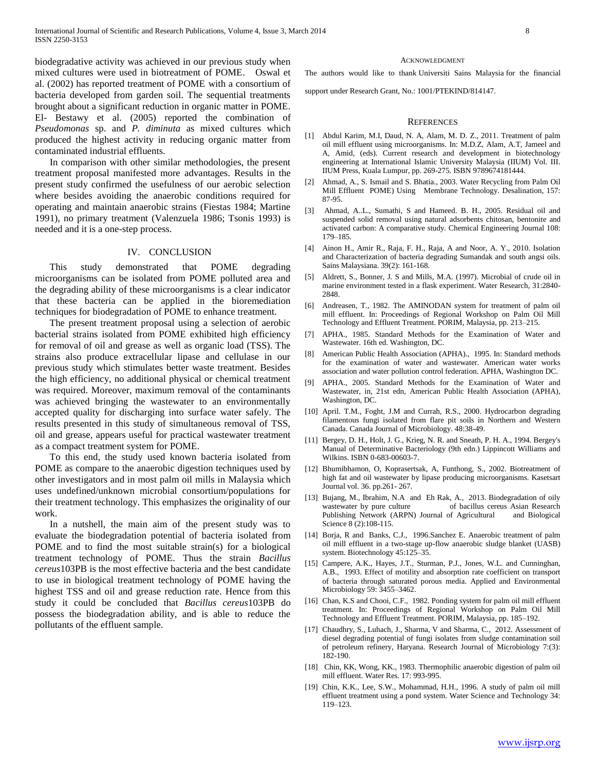biodegradative activity was achieved in our previous study when mixed cultures were used in biotreatment of POME. Oswal et al. (2002) has reported treatment of POME with a consortium of bacteria developed from garden soil. The sequential treatments brought about a significant reduction in organic matter in POME. El- Bestawy et al. (2005) reported the combination of *Pseudomonas* sp. and *P. diminuta* as mixed cultures which produced the highest activity in reducing organic matter from contaminated industrial effluents.

In comparison with other similar methodologies, the present treatment proposal manifested more advantages. Results in the present study confirmed the usefulness of our aerobic selection where besides avoiding the anaerobic conditions required for operating and maintain anaerobic strains (Fiestas 1984; Martine 1991), no primary treatment (Valenzuela 1986; Tsonis 1993) is needed and it is a one-step process.

## IV. CONCLUSION

This study demonstrated that POME degrading microorganisms can be isolated from POME polluted area and the degrading ability of these microorganisms is a clear indicator that these bacteria can be applied in the bioremediation techniques for biodegradation of POME to enhance treatment.

The present treatment proposal using a selection of aerobic bacterial strains isolated from POME exhibited high efficiency for removal of oil and grease as well as organic load (TSS). The strains also produce extracellular lipase and cellulase in our previous study which stimulates better waste treatment. Besides the high efficiency, no additional physical or chemical treatment was required. Moreover, maximum removal of the contaminants was achieved bringing the wastewater to an environmentally accepted quality for discharging into surface water safely. The results presented in this study of simultaneous removal of TSS, oil and grease, appears useful for practical wastewater treatment as a compact treatment system for POME.

To this end, the study used known bacteria isolated from POME as compare to the anaerobic digestion techniques used by other investigators and in most palm oil mills in Malaysia which uses undefined/unknown microbial consortium/populations for their treatment technology. This emphasizes the originality of our work.

In a nutshell, the main aim of the present study was to evaluate the biodegradation potential of bacteria isolated from POME and to find the most suitable strain(s) for a biological treatment technology of POME. Thus the strain *Bacillus cereus*103PB is the most effective bacteria and the best candidate to use in biological treatment technology of POME having the highest TSS and oil and grease reduction rate. Hence from this study it could be concluded that *Bacillus cereus*103PB do possess the biodegradation ability, and is able to reduce the pollutants of the effluent sample.

## ACKNOWLEDGMENT

The authors would like to thank Universiti Sains Malaysia for the financial support under Research Grant, No.: 1001/PTEKIND/814147.

## REFERENCES

[1] Abdul Karim, M.I, Daud, N. A, Alam, M. D. Z., 2011. Treatment of palm oil mill effluent using microorganisms. In: M.D.Z, Alam, A.T, Jameel and A, Amid, (eds). Current research and development in biotechnology engineering at International Islamic University Malaysia (IIUM) Vol. III. IIUM Press, Kuala Lumpur, pp. 269-275. ISBN 9789674181444.

[2] Ahmad, A., S. Ismail and S. Bhatia., 2003. Water Recycling from Palm Oil Mill Effluent POME) Using Membrane Technology. Desalination, 157: 87-95.

[3] Ahmad, A..L., Sumathi, S and Hameed. B. H., 2005. Residual oil and suspended solid removal using natural adsorbents chitosan, bentonite and activated carbon: A comparative study. Chemical Engineering Journal 108: 179–185.

[4] Ainon H., Amir R., Raja, F. H., Raja, A and Noor, A. Y., 2010. Isolation and Characterization of bacteria degrading Sumandak and south angsi oils. Sains Malaysiana. 39(2): 161-168.

[5] Aldrett, S., Bonner, J. S and Mills, M.A. (1997). Microbial of crude oil in marine environment tested in a flask experiment. Water Research, 31:2840-2848.

[6] Andreasen, T., 1982. The AMINODAN system for treatment of palm oil mill effluent. In: Proceedings of Regional Workshop on Palm Oil Mill Technology and Effluent Treatment. PORIM, Malaysia, pp. 213–215.

[7] APHA., 1985. Standard Methods for the Examination of Water and Wastewater. 16th ed. Washington, DC.

[8] American Public Health Association (APHA)., 1995. In: Standard methods for the examination of water and wastewater. American water works association and water pollution control federation. APHA, Washington DC.

[9] APHA., 2005. Standard Methods for the Examination of Water and Wastewater, in, 21st edn, American Public Health Association (APHA), Washington, DC.

[10] April. T.M., Foght, J.M and Currah, R.S., 2000. Hydrocarbon degrading filamentous fungi isolated from flare pit soils in Northern and Western Canada. Canada Journal of Microbiology. 48:38-49.

[11] Bergey, D. H., Holt, J. G., Krieg, N. R. and Sneath, P. H. A., 1994. Bergey's Manual of Determinative Bacteriology (9th edn.) Lippincott Williams and Wilkins. ISBN 0-683-00603-7.

[12] Bhumibhamon, O, Koprasertsak, A, Funthong, S., 2002. Biotreatment of high fat and oil wastewater by lipase producing microorganisms. Kasetsart Journal vol. 36. pp.261- 267.

[13] Bujang, M., Ibrahim, N.A and Eh Rak, A., 2013. Biodegradation of oily wastewater by pure culture of bacillus cereus Asian Research Publishing Network (ARPN) Journal of Agricultural and Biological Science 8 (2):108-115.

[14] Borja, R and Banks, C.J., 1996.Sanchez E. Anaerobic treatment of palm oil mill effluent in a two-stage up-flow anaerobic sludge blanket (UASB) system. Biotechnology 45:125–35.

[15] Campere, A.K., Hayes, J.T., Sturman, P.J., Jones, W.L. and Cunninghan, A.B., 1993. Effect of motility and absorption rate coefficient on transport of bacteria through saturated porous media. Applied and Environmental Microbiology 59: 3455–3462.

[16] Chan, K.S and Chooi, C.F., 1982. Ponding system for palm oil mill effluent treatment. In: Proceedings of Regional Workshop on Palm Oil Mill Technology and Effluent Treatment. PORIM, Malaysia, pp. 185–192.

[17] Chaudhry, S., Luhach, J., Sharma, V and Sharma, C., 2012. Assessment of diesel degrading potential of fungi isolates from sludge contamination soil of petroleum refinery, Haryana. Research Journal of Microbiology 7:(3): 182-190.

[18] Chin, KK, Wong, KK., 1983. Thermophilic anaerobic digestion of palm oil mill effluent. Water Res. 17: 993-995.

[19] Chin, K.K., Lee, S.W., Mohammad, H.H., 1996. A study of palm oil mill effluent treatment using a pond system. Water Science and Technology 34: 119–123.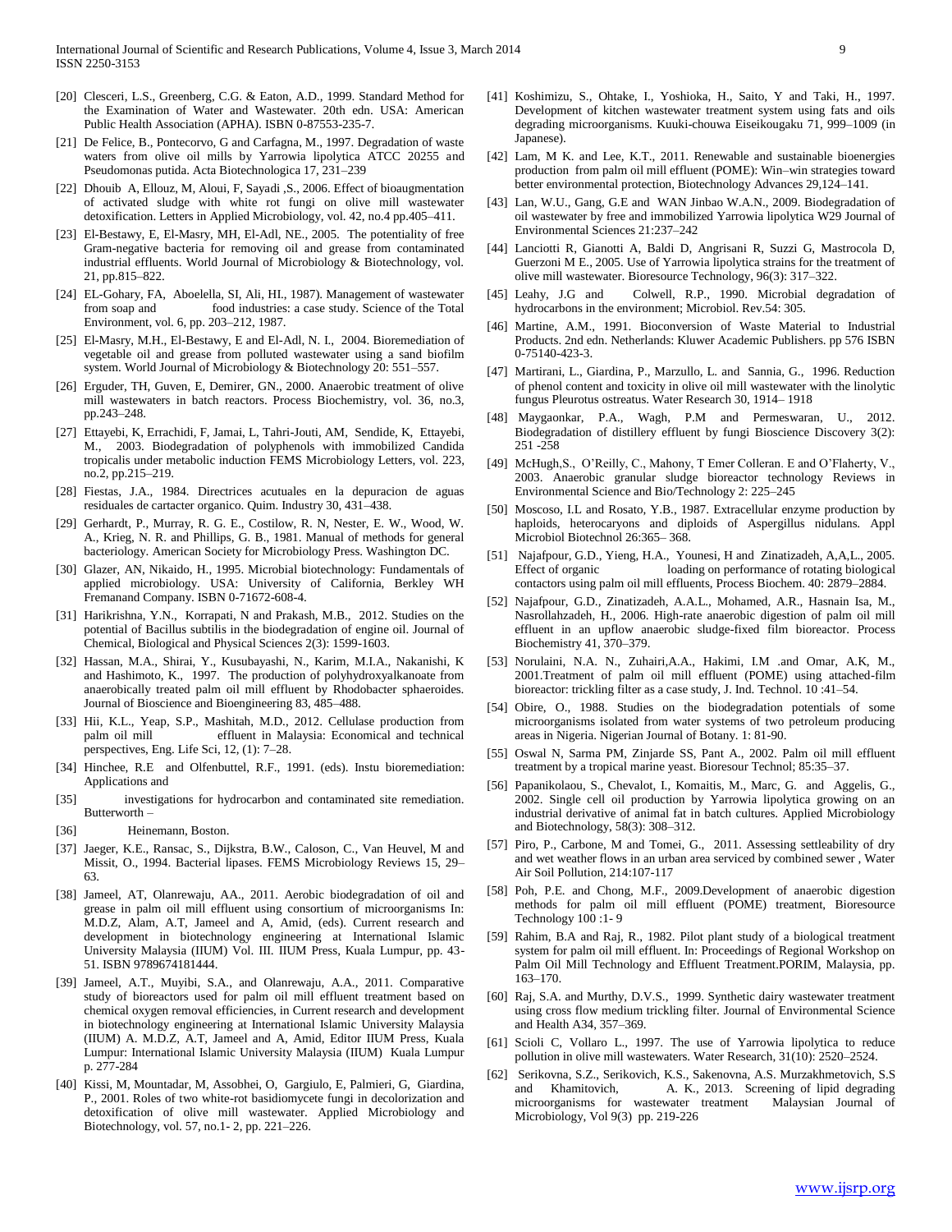[20] Clesceri, L.S., Greenberg, C.G. & Eaton, A.D., 1999. Standard Method for the Examination of Water and Wastewater. 20th edn. USA: American Public Health Association (APHA). ISBN 0-87553-235-7.

[21] De Felice, B., Pontecorvo, G and Carfagna, M., 1997. Degradation of waste waters from olive oil mills by Yarrowia lipolytica ATCC 20255 and Pseudomonas putida. Acta Biotechnologica 17, 231–239

[22] Dhouib A, Ellouz, M, Aloui, F, Sayadi ,S., 2006. Effect of bioaugmentation of activated sludge with white rot fungi on olive mill wastewater detoxification. Letters in Applied Microbiology, vol. 42, no.4 pp.405–411.

[23] El-Bestawy, E, El-Masry, MH, El-Adl, NE., 2005. The potentiality of free Gram-negative bacteria for removing oil and grease from contaminated industrial effluents. World Journal of Microbiology & Biotechnology, vol. 21, pp.815–822.

[24] EL-Gohary, FA, Aboelella, SI, Ali, HI., 1987). Management of wastewater from soap and food industries: a case study. Science of the Total Environment, vol. 6, pp. 203–212, 1987.

[25] El-Masry, M.H., El-Bestawy, E and El-Adl, N. I., 2004. Bioremediation of vegetable oil and grease from polluted wastewater using a sand biofilm system. World Journal of Microbiology & Biotechnology 20: 551–557.

[26] Erguder, TH, Guven, E, Demirer, GN., 2000. Anaerobic treatment of olive mill wastewaters in batch reactors. Process Biochemistry, vol. 36, no.3, pp.243–248.

[27] Ettayebi, K, Errachidi, F, Jamai, L, Tahri-Jouti, AM, Sendide, K, Ettayebi, M., 2003. Biodegradation of polyphenols with immobilized Candida tropicalis under metabolic induction FEMS Microbiology Letters, vol. 223, no.2, pp.215–219.

[28] Fiestas, J.A., 1984. Directrices acutuales en la depuracion de aguas residuales de cartacter organico. Quim. Industry 30, 431–438.

[29] Gerhardt, P., Murray, R. G. E., Costilow, R. N, Nester, E. W., Wood, W. A., Krieg, N. R. and Phillips, G. B., 1981. Manual of methods for general bacteriology. American Society for Microbiology Press. Washington DC.

[30] Glazer, AN, Nikaido, H., 1995. Microbial biotechnology: Fundamentals of applied microbiology. USA: University of California, Berkley WH Fremanand Company. ISBN 0-71672-608-4.

[31] Harikrishna, Y.N., Korrapati, N and Prakash, M.B., 2012. Studies on the potential of Bacillus subtilis in the biodegradation of engine oil. Journal of Chemical, Biological and Physical Sciences 2(3): 1599-1603.

[32] Hassan, M.A., Shirai, Y., Kusubayashi, N., Karim, M.I.A., Nakanishi, K and Hashimoto, K., 1997. The production of polyhydroxyalkanoate from anaerobically treated palm oil mill effluent by Rhodobacter sphaeroides. Journal of Bioscience and Bioengineering 83, 485–488.

[33] Hii, K.L., Yeap, S.P., Mashitah, M.D., 2012. Cellulase production from palm oil mill effluent in Malaysia: Economical and technical perspectives, Eng. Life Sci, 12, (1): 7–28.

[34] Hinchee, R.E and Olfenbuttel, R.F., 1991. (eds). Instu bioremediation: Applications and

[35] investigations for hydrocarbon and contaminated site remediation. Butterworth –

[36] Heinemann, Boston.

[37] Jaeger, K.E., Ransac, S., Dijkstra, B.W., Caloson, C., Van Heuvel, M and Missit, O., 1994. Bacterial lipases. FEMS Microbiology Reviews 15, 29–63.

[38] Jameel, AT, Olanrewaju, AA., 2011. Aerobic biodegradation of oil and grease in palm oil mill effluent using consortium of microorganisms In: M.D.Z, Alam, A.T, Jameel and A, Amid, (eds). Current research and development in biotechnology engineering at International Islamic University Malaysia (IIUM) Vol. III. IIUM Press, Kuala Lumpur, pp. 43-51. ISBN 9789674181444.

[39] Jameel, A.T., Muyibi, S.A., and Olanrewaju, A.A., 2011. Comparative study of bioreactors used for palm oil mill effluent treatment based on chemical oxygen removal efficiencies, in Current research and development in biotechnology engineering at International Islamic University Malaysia (IIUM) A. M.D.Z, A.T, Jameel and A, Amid, Editor IIUM Press, Kuala Lumpur: International Islamic University Malaysia (IIUM) Kuala Lumpur p. 277-284

[40] Kissi, M, Mountadar, M, Assobhei, O, Gargiulo, E, Palmieri, G, Giardina, P., 2001. Roles of two white-rot basidiomycete fungi in decolorization and detoxification of olive mill wastewater. Applied Microbiology and Biotechnology, vol. 57, no.1- 2, pp. 221–226.

[41] Koshimizu, S., Ohtake, I., Yoshioka, H., Saito, Y and Taki, H., 1997. Development of kitchen wastewater treatment system using fats and oils degrading microorganisms. Kuuki-chouwa Eiseikougaku 71, 999–1009 (in Japanese).

[42] Lam, M K. and Lee, K.T., 2011. Renewable and sustainable bioenergies production from palm oil mill effluent (POME): Win–win strategies toward better environmental protection, Biotechnology Advances 29,124–141.

[43] Lan, W.U., Gang, G.E and WAN Jinbao W.A.N., 2009. Biodegradation of oil wastewater by free and immobilized Yarrowia lipolytica W29 Journal of Environmental Sciences 21:237–242

[44] Lanciotti R, Gianotti A, Baldi D, Angrisani R, Suzzi G, Mastrocola D, Guerzoni M E., 2005. Use of Yarrowia lipolytica strains for the treatment of olive mill wastewater. Bioresource Technology, 96(3): 317–322.

[45] Leahy, J.G and Colwell, R.P., 1990. Microbial degradation of hydrocarbons in the environment; Microbiol. Rev.54: 305.

[46] Martine, A.M., 1991. Bioconversion of Waste Material to Industrial Products. 2nd edn. Netherlands: Kluwer Academic Publishers. pp 576 ISBN 0-75140-423-3.

[47] Martirani, L., Giardina, P., Marzullo, L. and Sannia, G., 1996. Reduction of phenol content and toxicity in olive oil mill wastewater with the linolytic fungus Pleurotus ostreatus. Water Research 30, 1914– 1918

[48] Maygaonkar, P.A., Wagh, P.M and Permeswaran, U., 2012. Biodegradation of distillery effluent by fungi Bioscience Discovery 3(2): 251 -258

[49] McHugh,S., O'Reilly, C., Mahony, T Emer Colleran. E and O'Flaherty, V., 2003. Anaerobic granular sludge bioreactor technology Reviews in Environmental Science and Bio/Technology 2: 225–245

[50] Moscoso, I.L and Rosato, Y.B., 1987. Extracellular enzyme production by haploids, heterocaryons and diploids of Aspergillus nidulans. Appl Microbiol Biotechnol 26:365– 368.

[51] Najafpour, G.D., Yieng, H.A., Younesi, H and Zinatizadeh, A,A,L., 2005. Effect of organic loading on performance of rotating biological contactors using palm oil mill effluents, Process Biochem. 40: 2879–2884.

[52] Najafpour, G.D., Zinatizadeh, A.A.L., Mohamed, A.R., Hasnain Isa, M., Nasrollahzadeh, H., 2006. High-rate anaerobic digestion of palm oil mill effluent in an upflow anaerobic sludge-fixed film bioreactor. Process Biochemistry 41, 370–379.

[53] Norulaini, N.A. N., Zuhairi,A.A., Hakimi, I.M .and Omar, A.K, M., 2001.Treatment of palm oil mill effluent (POME) using attached-film bioreactor: trickling filter as a case study, J. Ind. Technol. 10 :41–54.

[54] Obire, O., 1988. Studies on the biodegradation potentials of some microorganisms isolated from water systems of two petroleum producing areas in Nigeria. Nigerian Journal of Botany. 1: 81-90.

[55] Oswal N, Sarma PM, Zinjarde SS, Pant A., 2002. Palm oil mill effluent treatment by a tropical marine yeast. Bioresour Technol; 85:35–37.

[56] Papanikolaou, S., Chevalot, I., Komaitis, M., Marc, G. and Aggelis, G., 2002. Single cell oil production by Yarrowia lipolytica growing on an industrial derivative of animal fat in batch cultures. Applied Microbiology and Biotechnology, 58(3): 308–312.

[57] Piro, P., Carbone, M and Tomei, G., 2011. Assessing settleability of dry and wet weather flows in an urban area serviced by combined sewer , Water Air Soil Pollution, 214:107-117

[58] Poh, P.E. and Chong, M.F., 2009.Development of anaerobic digestion methods for palm oil mill effluent (POME) treatment, Bioresource Technology 100 :1- 9

[59] Rahim, B.A and Raj, R., 1982. Pilot plant study of a biological treatment system for palm oil mill effluent. In: Proceedings of Regional Workshop on Palm Oil Mill Technology and Effluent Treatment.PORIM, Malaysia, pp. 163–170.

[60] Raj, S.A. and Murthy, D.V.S., 1999. Synthetic dairy wastewater treatment using cross flow medium trickling filter. Journal of Environmental Science and Health A34, 357–369.

[61] Scioli C, Vollaro L., 1997. The use of Yarrowia lipolytica to reduce pollution in olive mill wastewaters. Water Research, 31(10): 2520–2524.

[62] Serikovna, S.Z., Serikovich, K.S., Sakenovna, A.S. Murzakhmetovich, S.S and Khamitovich, A. K., 2013. Screening of lipid degrading microorganisms for wastewater treatment Malaysian Journal of Microbiology, Vol 9(3) pp. 219-226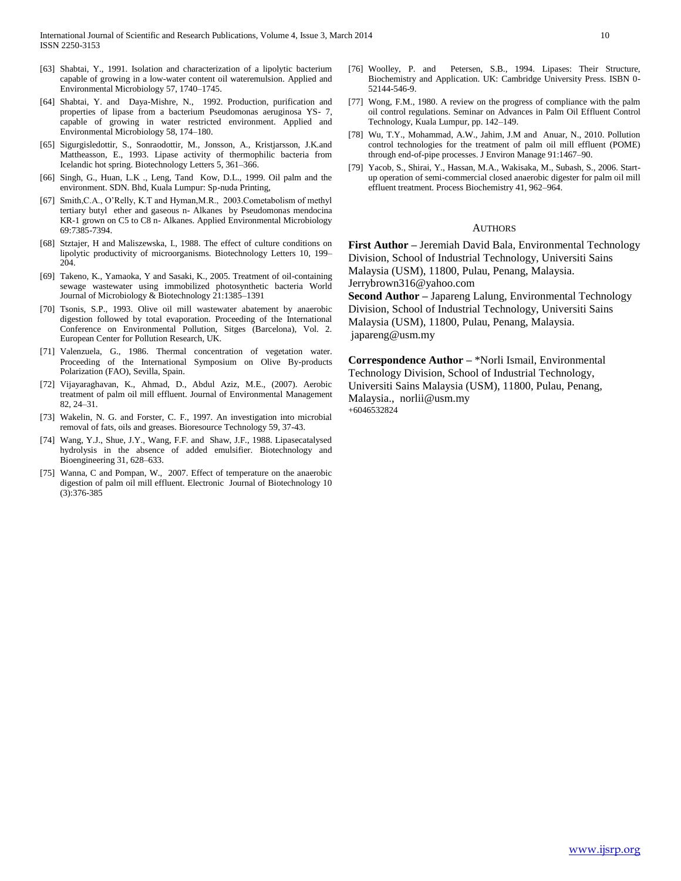[63] Shabtai, Y., 1991. Isolation and characterization of a lipolytic bacterium capable of growing in a low-water content oil wateremulsion. Applied and Environmental Microbiology 57, 1740–1745.

[64] Shabtai, Y. and Daya-Mishre, N., 1992. Production, purification and properties of lipase from a bacterium Pseudomonas aeruginosa YS- 7, capable of growing in water restricted environment. Applied and Environmental Microbiology 58, 174–180.

[65] Sigurgisledottir, S., Sonraodottir, M., Jonsson, A., Kristjarsson, J.K.and Mattheasson, E., 1993. Lipase activity of thermophilic bacteria from Icelandic hot spring. Biotechnology Letters 5, 361–366.

[66] Singh, G., Huan, L.K ., Leng, Tand Kow, D.L., 1999. Oil palm and the environment. SDN. Bhd, Kuala Lumpur: Sp-nuda Printing,

[67] Smith,C.A., O'Relly, K.T and Hyman,M.R., 2003.Cometabolism of methyl tertiary butyl ether and gaseous n- Alkanes by Pseudomonas mendocina KR-1 grown on C5 to C8 n- Alkanes. Applied Environmental Microbiology 69:7385-7394.

[68] Stztajer, H and Maliszewska, I., 1988. The effect of culture conditions on lipolytic productivity of microorganisms. Biotechnology Letters 10, 199–204.

[69] Takeno, K., Yamaoka, Y and Sasaki, K., 2005. Treatment of oil-containing sewage wastewater using immobilized photosynthetic bacteria World Journal of Microbiology & Biotechnology 21:1385–1391

[70] Tsonis, S.P., 1993. Olive oil mill wastewater abatement by anaerobic digestion followed by total evaporation. Proceeding of the International Conference on Environmental Pollution, Sitges (Barcelona), Vol. 2. European Center for Pollution Research, UK.

[71] Valenzuela, G., 1986. Thermal concentration of vegetation water. Proceeding of the International Symposium on Olive By-products Polarization (FAO), Sevilla, Spain.

[72] Vijayaraghavan, K., Ahmad, D., Abdul Aziz, M.E., (2007). Aerobic treatment of palm oil mill effluent. Journal of Environmental Management 82, 24–31.

[73] Wakelin, N. G. and Forster, C. F., 1997. An investigation into microbial removal of fats, oils and greases. Bioresource Technology 59, 37-43.

[74] Wang, Y.J., Shue, J.Y., Wang, F.F. and Shaw, J.F., 1988. Lipasecatalysed hydrolysis in the absence of added emulsifier. Biotechnology and Bioengineering 31, 628–633.

[75] Wanna, C and Pompan, W., 2007. Effect of temperature on the anaerobic digestion of palm oil mill effluent. Electronic Journal of Biotechnology 10 (3):376-385

[76] Woolley, P. and Petersen, S.B., 1994. Lipases: Their Structure, Biochemistry and Application. UK: Cambridge University Press. ISBN 0-52144-546-9.

[77] Wong, F.M., 1980. A review on the progress of compliance with the palm oil control regulations. Seminar on Advances in Palm Oil Effluent Control Technology, Kuala Lumpur, pp. 142–149.

[78] Wu, T.Y., Mohammad, A.W., Jahim, J.M and Anuar, N., 2010. Pollution control technologies for the treatment of palm oil mill effluent (POME) through end-of-pipe processes. J Environ Manage 91:1467–90.

[79] Yacob, S., Shirai, Y., Hassan, M.A., Wakisaka, M., Subash, S., 2006. Start-up operation of semi-commercial closed anaerobic digester for palm oil mill effluent treatment. Process Biochemistry 41, 962–964.

## AUTHORS

**First Author** – Jeremiah David Bala, Environmental Technology Division, School of Industrial Technology, Universiti Sains Malaysia (USM), 11800, Pulau, Penang, Malaysia. Jerrybrown316@yahoo.com

**Second Author** – Japareng Lalung, Environmental Technology Division, School of Industrial Technology, Universiti Sains Malaysia (USM), 11800, Pulau, Penang, Malaysia. japareng@usm.my

**Correspondence Author** – *Norli Ismail, Environmental Technology Division, School of Industrial Technology, Universiti Sains Malaysia (USM), 11800, Pulau, Penang, Malaysia., norlii@usm.my
+6046532824